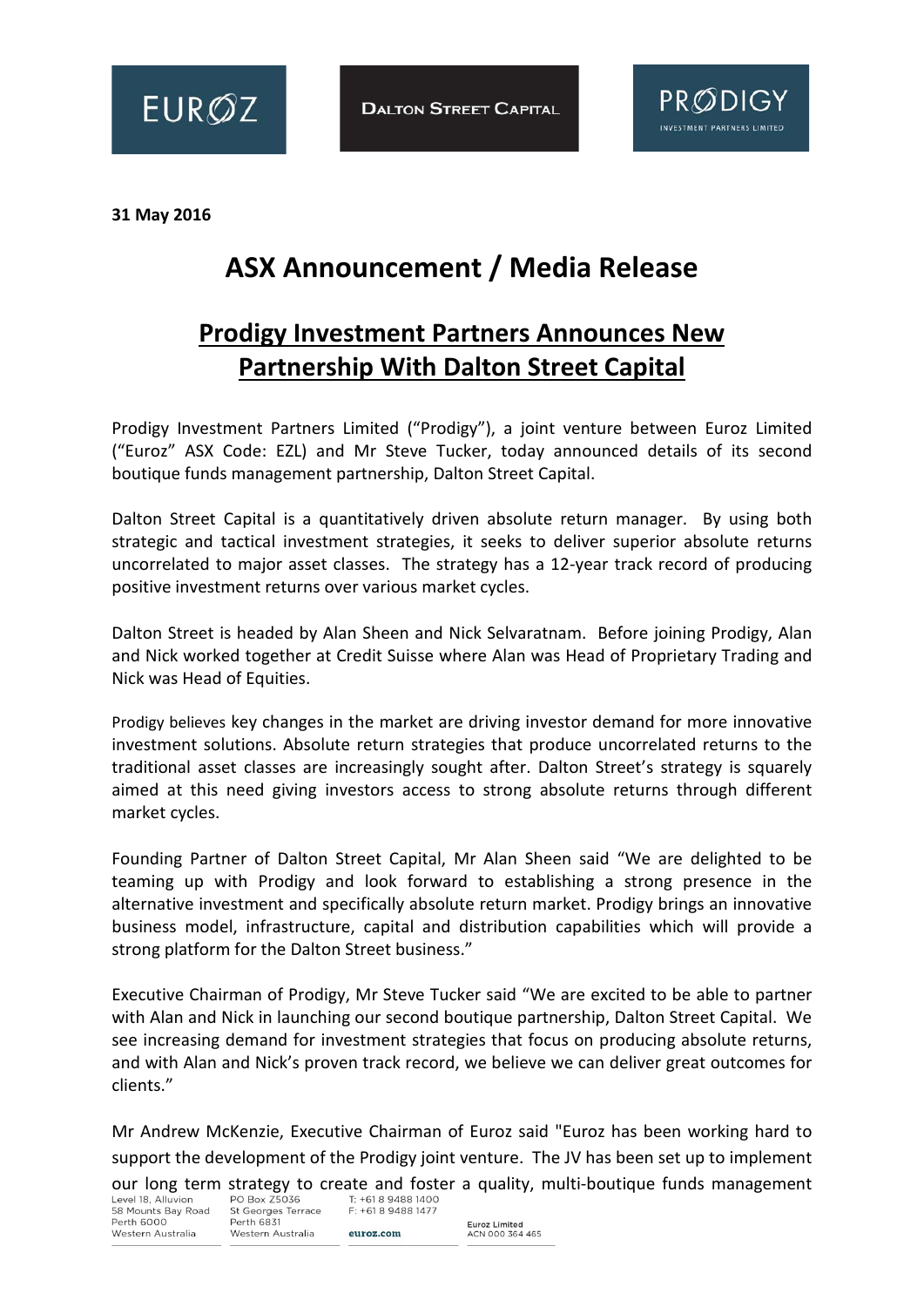31 May 2016

# ASX Announcement / Media Release

## Prodigy Investment Partners Announces New Partnership With Dalton Street Capital

Prodigy Investment Partners Limited ("Prodigy"), a joint venture between Euroz Limited ("Euroz" ASX Code: EZL) and Mr Steve Tucker, today announced details of its second boutique funds management partnership, Dalton Street Capital.

Dalton Street Capital is a quantitatively driven absolute return manager. By using both strategic and tactical investment strategies, it seeks to deliver superior absolute returns uncorrelated to major asset classes. The strategy has a 12-year track record of producing positive investment returns over various market cycles.

Dalton Street is headed by Alan Sheen and Nick Selvaratnam. Before joining Prodigy, Alan and Nick worked together at Credit Suisse where Alan was Head of Proprietary Trading and Nick was Head of Equities.

Prodigy believes key changes in the market are driving investor demand for more innovative investment solutions. Absolute return strategies that produce uncorrelated returns to the traditional asset classes are increasingly sought after. Dalton Street's strategy is squarely aimed at this need giving investors access to strong absolute returns through different market cycles.

Founding Partner of Dalton Street Capital, Mr Alan Sheen said "We are delighted to be teaming up with Prodigy and look forward to establishing a strong presence in the alternative investment and specifically absolute return market. Prodigy brings an innovative business model, infrastructure, capital and distribution capabilities which will provide a strong platform for the Dalton Street business."

Executive Chairman of Prodigy, Mr Steve Tucker said "We are excited to be able to partner with Alan and Nick in launching our second boutique partnership, Dalton Street Capital. We see increasing demand for investment strategies that focus on producing absolute returns, and with Alan and Nick's proven track record, we believe we can deliver great outcomes for clients."

Mr Andrew McKenzie, Executive Chairman of Euroz said "Euroz has been working hard to support the development of the Prodigy joint venture. The JV has been set up to implement our long term strategy to create and foster a quality, multi-boutique funds management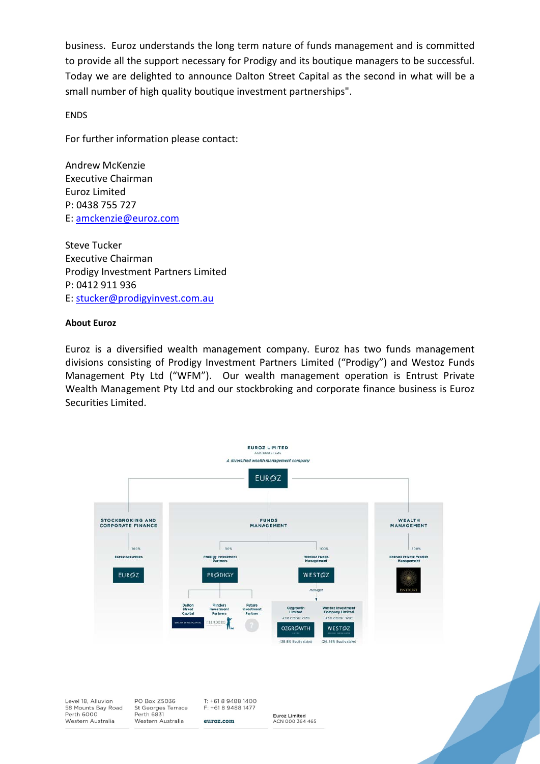business. Euroz understands the long term nature of funds management and is committed to provide all the support necessary for Prodigy and its boutique managers to be successful. Today we are delighted to announce Dalton Street Capital as the second in what will be a small number of high quality boutique investment partnerships".

ENDS

For further information please contact:

Andrew McKenzie
Executive Chairman
Euroz Limited
P: 0438 755 727
E: amckenzie@euroz.com

Steve Tucker
Executive Chairman
Prodigy Investment Partners Limited
P: 0412 911 936
E: stucker@prodigyinvest.com.au

**About Euroz**

Euroz is a diversified wealth management company. Euroz has two funds management divisions consisting of Prodigy Investment Partners Limited ("Prodigy") and Westoz Funds Management Pty Ltd ("WFM"). Our wealth management operation is Entrust Private Wealth Management Pty Ltd and our stockbroking and corporate finance business is Euroz Securities Limited.

EUROZ LIMITED
ASX CODE: EZL
*A diversified wealth management company*

EUROZ

STOCKBROKING AND CORPORATE FINANCE
100%
Euroz Securities
EUROZ

FUNDS MANAGEMENT
80%
Prodigy Investment Partners
PRODIGY
Dalton Street Capital
Flinders Investment Partners
Future Investment Partner
100%
Westoz Funds Management
WESTOZ
Manager
Ozgrowth Limited
ASX CODE: OZG
OZGROWTH
(38.8% Equity stake)
Westoz Investment Company Limited
ASX CODE: WIC
WESTOZ
(26.26% Equity stake)

WEALTH MANAGEMENT
100%
Entrust Private Wealth Management
ENTRUST

Level 18, Alluvion
58 Mounts Bay Road
Perth 6000
Western Australia

PO Box Z5036
St Georges Terrace
Perth 6831
Western Australia

T: +61 8 9488 1400
F: +61 8 9488 1477
euroz.com

Euroz Limited
ACN 000 364 465